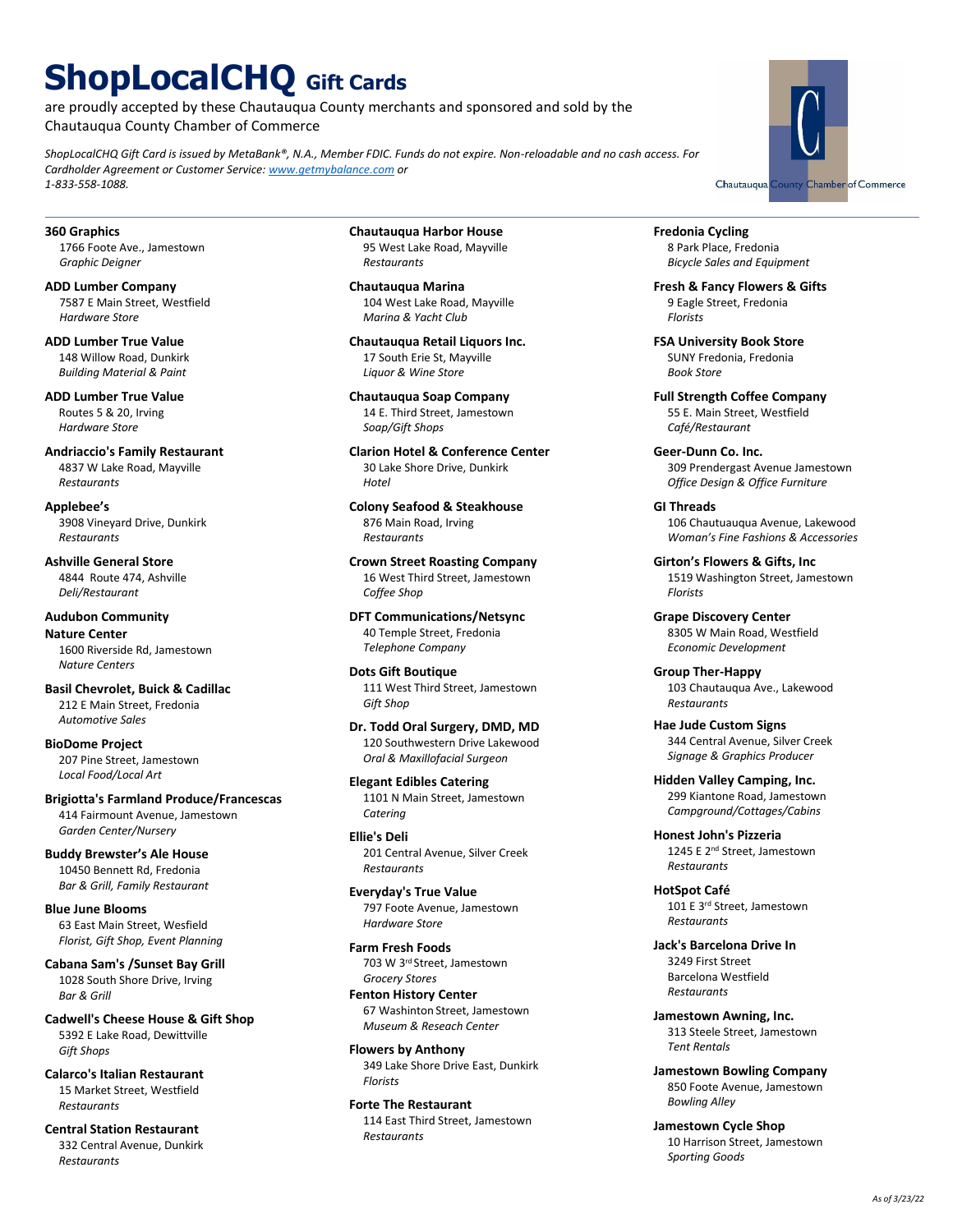# ShopLocalCHQ Gift Cards

are proudly accepted by these Chautauqua County merchants and sponsored and sold by the Chautauqua County Chamber of Commerce

*ShopLocalCHQ Gift Card is issued by MetaBank®, N.A., Member FDIC. Funds do not expire. Non-reloadable and no cash access. For Cardholder Agreement or Customer Service: www.getmybalance.com or 1-833-558-1088.*

Chautauqua County Chamber of Commerce

---

**360 Graphics**
1766 Foote Ave., Jamestown
*Graphic Deigner*

**ADD Lumber Company**
7587 E Main Street, Westfield
*Hardware Store*

**ADD Lumber True Value**
148 Willow Road, Dunkirk
*Building Material & Paint*

**ADD Lumber True Value**
Routes 5 & 20, Irving
*Hardware Store*

**Andriaccio's Family Restaurant**
4837 W Lake Road, Mayville
*Restaurants*

**Applebee's**
3908 Vineyard Drive, Dunkirk
*Restaurants*

**Ashville General Store**
4844 Route 474, Ashville
*Deli/Restaurant*

**Audubon Community Nature Center**
1600 Riverside Rd, Jamestown
*Nature Centers*

**Basil Chevrolet, Buick & Cadillac**
212 E Main Street, Fredonia
*Automotive Sales*

**BioDome Project**
207 Pine Street, Jamestown
*Local Food/Local Art*

**Brigiotta's Farmland Produce/Francescas**
414 Fairmount Avenue, Jamestown
*Garden Center/Nursery*

**Buddy Brewster's Ale House**
10450 Bennett Rd, Fredonia
*Bar & Grill, Family Restaurant*

**Blue June Blooms**
63 East Main Street, Wesfield
*Florist, Gift Shop, Event Planning*

**Cabana Sam's /Sunset Bay Grill**
1028 South Shore Drive, Irving
*Bar & Grill*

**Cadwell's Cheese House & Gift Shop**
5392 E Lake Road, Dewittville
*Gift Shops*

**Calarco's Italian Restaurant**
15 Market Street, Westfield
*Restaurants*

**Central Station Restaurant**
332 Central Avenue, Dunkirk
*Restaurants*

**Chautauqua Harbor House**
95 West Lake Road, Mayville
*Restaurants*

**Chautauqua Marina**
104 West Lake Road, Mayville
*Marina & Yacht Club*

**Chautauqua Retail Liquors Inc.**
17 South Erie St, Mayville
*Liquor & Wine Store*

**Chautauqua Soap Company**
14 E. Third Street, Jamestown
*Soap/Gift Shops*

**Clarion Hotel & Conference Center**
30 Lake Shore Drive, Dunkirk
*Hotel*

**Colony Seafood & Steakhouse**
876 Main Road, Irving
*Restaurants*

**Crown Street Roasting Company**
16 West Third Street, Jamestown
*Coffee Shop*

**DFT Communications/Netsync**
40 Temple Street, Fredonia
*Telephone Company*

**Dots Gift Boutique**
111 West Third Street, Jamestown
*Gift Shop*

**Dr. Todd Oral Surgery, DMD, MD**
120 Southwestern Drive Lakewood
*Oral & Maxillofacial Surgeon*

**Elegant Edibles Catering**
1101 N Main Street, Jamestown
*Catering*

**Ellie's Deli**
201 Central Avenue, Silver Creek
*Restaurants*

**Everyday's True Value**
797 Foote Avenue, Jamestown
*Hardware Store*

**Farm Fresh Foods**
703 W 3rd Street, Jamestown
*Grocery Stores*

**Fenton History Center**
67 Washinton Street, Jamestown
*Museum & Reseach Center*

**Flowers by Anthony**
349 Lake Shore Drive East, Dunkirk
*Florists*

**Forte The Restaurant**
114 East Third Street, Jamestown
*Restaurants*

**Fredonia Cycling**
8 Park Place, Fredonia
*Bicycle Sales and Equipment*

**Fresh & Fancy Flowers & Gifts**
9 Eagle Street, Fredonia
*Florists*

**FSA University Book Store**
SUNY Fredonia, Fredonia
*Book Store*

**Full Strength Coffee Company**
55 E. Main Street, Westfield
*Café/Restaurant*

**Geer-Dunn Co. Inc.**
309 Prendergast Avenue Jamestown
*Office Design & Office Furniture*

**GI Threads**
106 Chautuauqua Avenue, Lakewood
*Woman's Fine Fashions & Accessories*

**Girton's Flowers & Gifts, Inc**
1519 Washington Street, Jamestown
*Florists*

**Grape Discovery Center**
8305 W Main Road, Westfield
*Economic Development*

**Group Ther-Happy**
103 Chautauqua Ave., Lakewood
*Restaurants*

**Hae Jude Custom Signs**
344 Central Avenue, Silver Creek
*Signage & Graphics Producer*

**Hidden Valley Camping, Inc.**
299 Kiantone Road, Jamestown
*Campground/Cottages/Cabins*

**Honest John's Pizzeria**
1245 E 2nd Street, Jamestown
*Restaurants*

**HotSpot Café**
101 E 3rd Street, Jamestown
*Restaurants*

**Jack's Barcelona Drive In**
3249 First Street
Barcelona Westfield
*Restaurants*

**Jamestown Awning, Inc.**
313 Steele Street, Jamestown
*Tent Rentals*

**Jamestown Bowling Company**
850 Foote Avenue, Jamestown
*Bowling Alley*

**Jamestown Cycle Shop**
10 Harrison Street, Jamestown
*Sporting Goods*

*As of 3/23/22*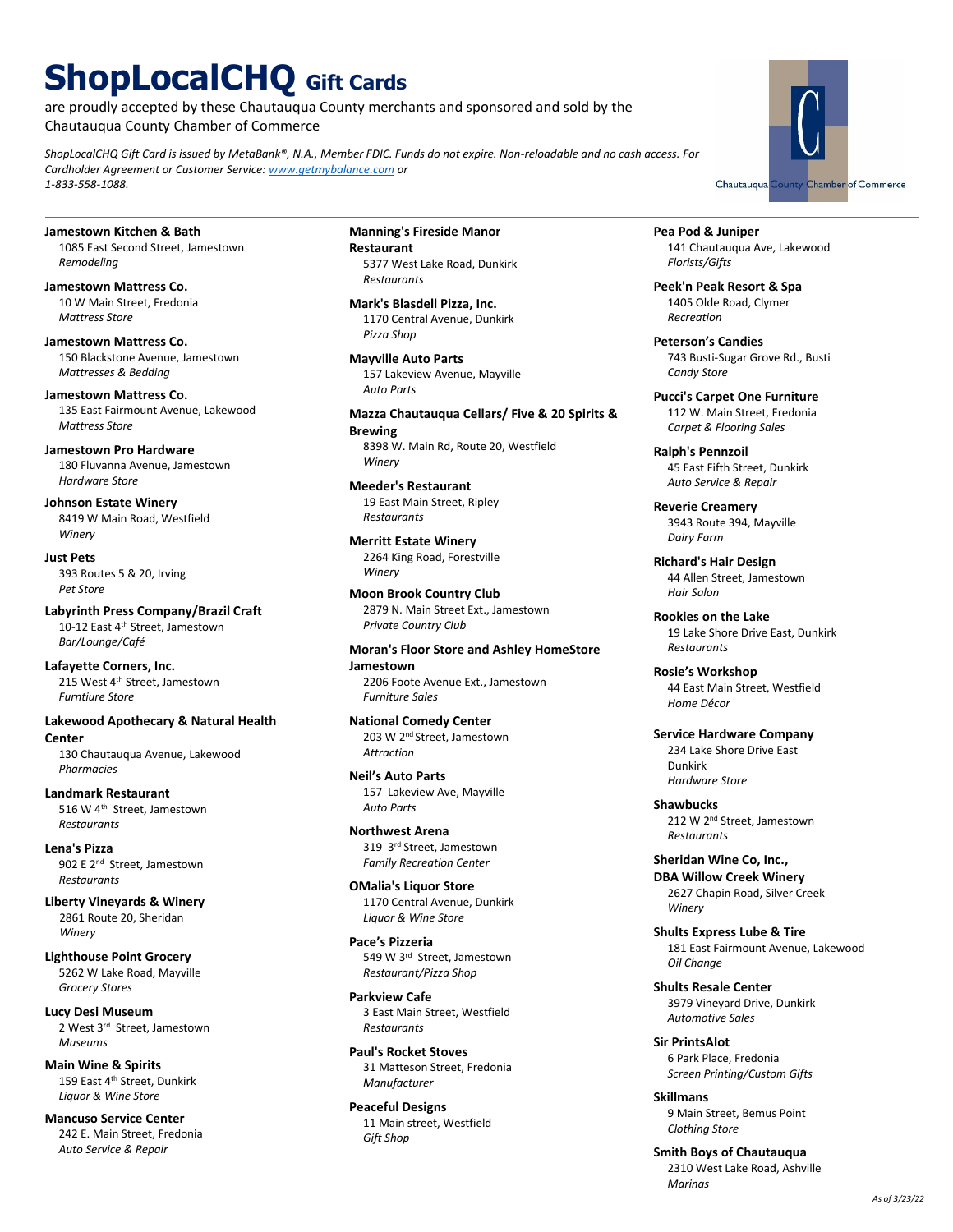# ShopLocalCHQ Gift Cards

are proudly accepted by these Chautauqua County merchants and sponsored and sold by the Chautauqua County Chamber of Commerce

*ShopLocalCHQ Gift Card is issued by MetaBank®, N.A., Member FDIC. Funds do not expire. Non-reloadable and no cash access. For Cardholder Agreement or Customer Service: www.getmybalance.com or 1-833-558-1088.*

Chautauqua County Chamber of Commerce

---

**Jamestown Kitchen & Bath**
1085 East Second Street, Jamestown
*Remodeling*

**Jamestown Mattress Co.**
10 W Main Street, Fredonia
*Mattress Store*

**Jamestown Mattress Co.**
150 Blackstone Avenue, Jamestown
*Mattresses & Bedding*

**Jamestown Mattress Co.**
135 East Fairmount Avenue, Lakewood
*Mattress Store*

**Jamestown Pro Hardware**
180 Fluvanna Avenue, Jamestown
*Hardware Store*

**Johnson Estate Winery**
8419 W Main Road, Westfield
*Winery*

**Just Pets**
393 Routes 5 & 20, Irving
*Pet Store*

**Labyrinth Press Company/Brazil Craft**
10-12 East 4th Street, Jamestown
*Bar/Lounge/Café*

**Lafayette Corners, Inc.**
215 West 4th Street, Jamestown
*Furntiure Store*

**Lakewood Apothecary & Natural Health Center**
130 Chautauqua Avenue, Lakewood
*Pharmacies*

**Landmark Restaurant**
516 W 4th Street, Jamestown
*Restaurants*

**Lena's Pizza**
902 E 2nd Street, Jamestown
*Restaurants*

**Liberty Vineyards & Winery**
2861 Route 20, Sheridan
*Winery*

**Lighthouse Point Grocery**
5262 W Lake Road, Mayville
*Grocery Stores*

**Lucy Desi Museum**
2 West 3rd Street, Jamestown
*Museums*

**Main Wine & Spirits**
159 East 4th Street, Dunkirk
*Liquor & Wine Store*

**Mancuso Service Center**
242 E. Main Street, Fredonia
*Auto Service & Repair*

**Manning's Fireside Manor Restaurant**
5377 West Lake Road, Dunkirk
*Restaurants*

**Mark's Blasdell Pizza, Inc.**
1170 Central Avenue, Dunkirk
*Pizza Shop*

**Mayville Auto Parts**
157 Lakeview Avenue, Mayville
*Auto Parts*

**Mazza Chautauqua Cellars/ Five & 20 Spirits & Brewing**
8398 W. Main Rd, Route 20, Westfield
*Winery*

**Meeder's Restaurant**
19 East Main Street, Ripley
*Restaurants*

**Merritt Estate Winery**
2264 King Road, Forestville
*Winery*

**Moon Brook Country Club**
2879 N. Main Street Ext., Jamestown
*Private Country Club*

**Moran's Floor Store and Ashley HomeStore Jamestown**
2206 Foote Avenue Ext., Jamestown
*Furniture Sales*

**National Comedy Center**
203 W 2nd Street, Jamestown
*Attraction*

**Neil's Auto Parts**
157 Lakeview Ave, Mayville
*Auto Parts*

**Northwest Arena**
319 3rd Street, Jamestown
*Family Recreation Center*

**OMalia's Liquor Store**
1170 Central Avenue, Dunkirk
*Liquor & Wine Store*

**Pace's Pizzeria**
549 W 3rd Street, Jamestown
*Restaurant/Pizza Shop*

**Parkview Cafe**
3 East Main Street, Westfield
*Restaurants*

**Paul's Rocket Stoves**
31 Matteson Street, Fredonia
*Manufacturer*

**Peaceful Designs**
11 Main street, Westfield
*Gift Shop*

**Pea Pod & Juniper**
141 Chautauqua Ave, Lakewood
*Florists/Gifts*

**Peek'n Peak Resort & Spa**
1405 Olde Road, Clymer
*Recreation*

**Peterson's Candies**
743 Busti-Sugar Grove Rd., Busti
*Candy Store*

**Pucci's Carpet One Furniture**
112 W. Main Street, Fredonia
*Carpet & Flooring Sales*

**Ralph's Pennzoil**
45 East Fifth Street, Dunkirk
*Auto Service & Repair*

**Reverie Creamery**
3943 Route 394, Mayville
*Dairy Farm*

**Richard's Hair Design**
44 Allen Street, Jamestown
*Hair Salon*

**Rookies on the Lake**
19 Lake Shore Drive East, Dunkirk
*Restaurants*

**Rosie's Workshop**
44 East Main Street, Westfield
*Home Décor*

**Service Hardware Company**
234 Lake Shore Drive East
Dunkirk
*Hardware Store*

**Shawbucks**
212 W 2nd Street, Jamestown
*Restaurants*

**Sheridan Wine Co, Inc., DBA Willow Creek Winery**
2627 Chapin Road, Silver Creek
*Winery*

**Shults Express Lube & Tire**
181 East Fairmount Avenue, Lakewood
*Oil Change*

**Shults Resale Center**
3979 Vineyard Drive, Dunkirk
*Automotive Sales*

**Sir PrintsAlot**
6 Park Place, Fredonia
*Screen Printing/Custom Gifts*

**Skillmans**
9 Main Street, Bemus Point
*Clothing Store*

**Smith Boys of Chautauqua**
2310 West Lake Road, Ashville
*Marinas*

*As of 3/23/22*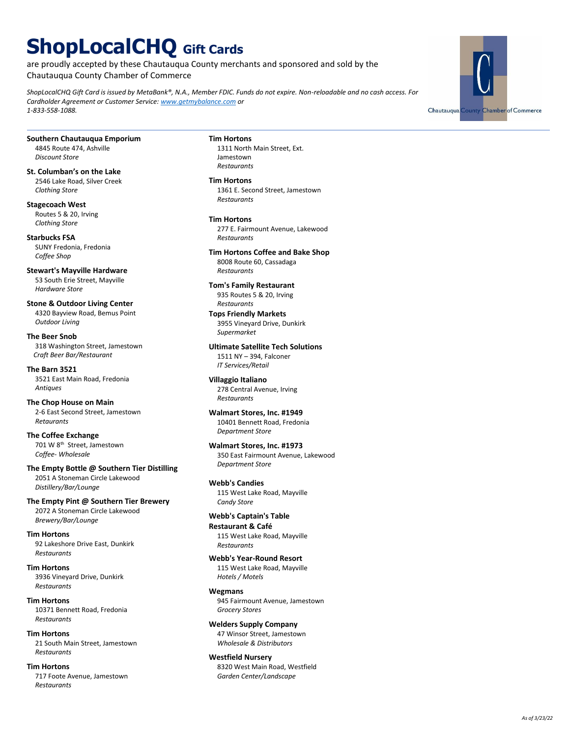# ShopLocalCHQ Gift Cards

are proudly accepted by these Chautauqua County merchants and sponsored and sold by the Chautauqua County Chamber of Commerce

*ShopLocalCHQ Gift Card is issued by MetaBank®, N.A., Member FDIC. Funds do not expire. Non-reloadable and no cash access. For Cardholder Agreement or Customer Service: [www.getmybalance.com](http://www.getmybalance.com) or 1-833-558-1088.*

Chautauqua County Chamber of Commerce

**Southern Chautauqua Emporium**
4845 Route 474, Ashville
*Discount Store*

**St. Columban's on the Lake**
2546 Lake Road, Silver Creek
*Clothing Store*

**Stagecoach West**
Routes 5 & 20, Irving
*Clothing Store*

**Starbucks FSA**
SUNY Fredonia, Fredonia
*Coffee Shop*

**Stewart's Mayville Hardware**
53 South Erie Street, Mayville
*Hardware Store*

**Stone & Outdoor Living Center**
4320 Bayview Road, Bemus Point
*Outdoor Living*

**The Beer Snob**
318 Washington Street, Jamestown
*Craft Beer Bar/Restaurant*

**The Barn 3521**
3521 East Main Road, Fredonia
*Antiques*

**The Chop House on Main**
2-6 East Second Street, Jamestown
*Retaurants*

**The Coffee Exchange**
701 W 8th Street, Jamestown
*Coffee- Wholesale*

**The Empty Bottle @ Southern Tier Distilling**
2051 A Stoneman Circle Lakewood
*Distillery/Bar/Lounge*

**The Empty Pint @ Southern Tier Brewery**
2072 A Stoneman Circle Lakewood
*Brewery/Bar/Lounge*

**Tim Hortons**
92 Lakeshore Drive East, Dunkirk
*Restaurants*

**Tim Hortons**
3936 Vineyard Drive, Dunkirk
*Restaurants*

**Tim Hortons**
10371 Bennett Road, Fredonia
*Restaurants*

**Tim Hortons**
21 South Main Street, Jamestown
*Restaurants*

**Tim Hortons**
717 Foote Avenue, Jamestown
*Restaurants*

**Tim Hortons**
1311 North Main Street, Ext.
Jamestown
*Restaurants*

**Tim Hortons**
1361 E. Second Street, Jamestown
*Restaurants*

**Tim Hortons**
277 E. Fairmount Avenue, Lakewood
*Restaurants*

**Tim Hortons Coffee and Bake Shop**
8008 Route 60, Cassadaga
*Restaurants*

**Tom's Family Restaurant**
935 Routes 5 & 20, Irving
*Restaurants*

**Tops Friendly Markets**
3955 Vineyard Drive, Dunkirk
*Supermarket*

**Ultimate Satellite Tech Solutions**
1511 NY – 394, Falconer
*IT Services/Retail*

**Villaggio Italiano**
278 Central Avenue, Irving
*Restaurants*

**Walmart Stores, Inc. #1949**
10401 Bennett Road, Fredonia
*Department Store*

**Walmart Stores, Inc. #1973**
350 East Fairmount Avenue, Lakewood
*Department Store*

**Webb's Candies**
115 West Lake Road, Mayville
*Candy Store*

**Webb's Captain's Table Restaurant & Café**
115 West Lake Road, Mayville
*Restaurants*

**Webb's Year-Round Resort**
115 West Lake Road, Mayville
*Hotels / Motels*

**Wegmans**
945 Fairmount Avenue, Jamestown
*Grocery Stores*

**Welders Supply Company**
47 Winsor Street, Jamestown
*Wholesale & Distributors*

**Westfield Nursery**
8320 West Main Road, Westfield
*Garden Center/Landscape*

*As of 3/23/22*